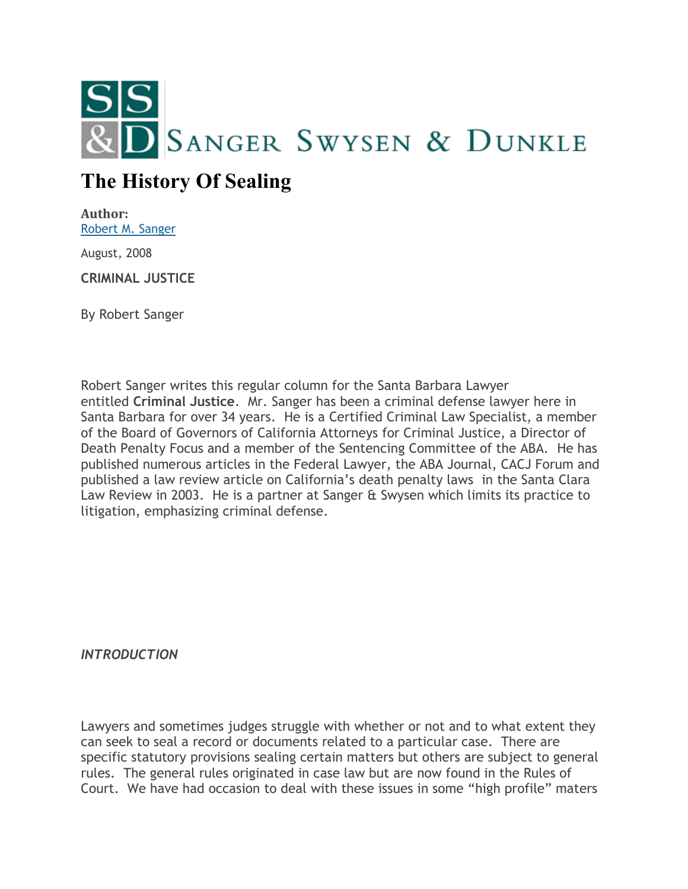# The History Of Sealing

**Author:**
Robert M. Sanger

August, 2008

**CRIMINAL JUSTICE**

By Robert Sanger

Robert Sanger writes this regular column for the Santa Barbara Lawyer entitled **Criminal Justice**. Mr. Sanger has been a criminal defense lawyer here in Santa Barbara for over 34 years. He is a Certified Criminal Law Specialist, a member of the Board of Governors of California Attorneys for Criminal Justice, a Director of Death Penalty Focus and a member of the Sentencing Committee of the ABA. He has published numerous articles in the Federal Lawyer, the ABA Journal, CACJ Forum and published a law review article on California's death penalty laws in the Santa Clara Law Review in 2003. He is a partner at Sanger & Swysen which limits its practice to litigation, emphasizing criminal defense.

***INTRODUCTION***

Lawyers and sometimes judges struggle with whether or not and to what extent they can seek to seal a record or documents related to a particular case. There are specific statutory provisions sealing certain matters but others are subject to general rules. The general rules originated in case law but are now found in the Rules of Court. We have had occasion to deal with these issues in some "high profile" maters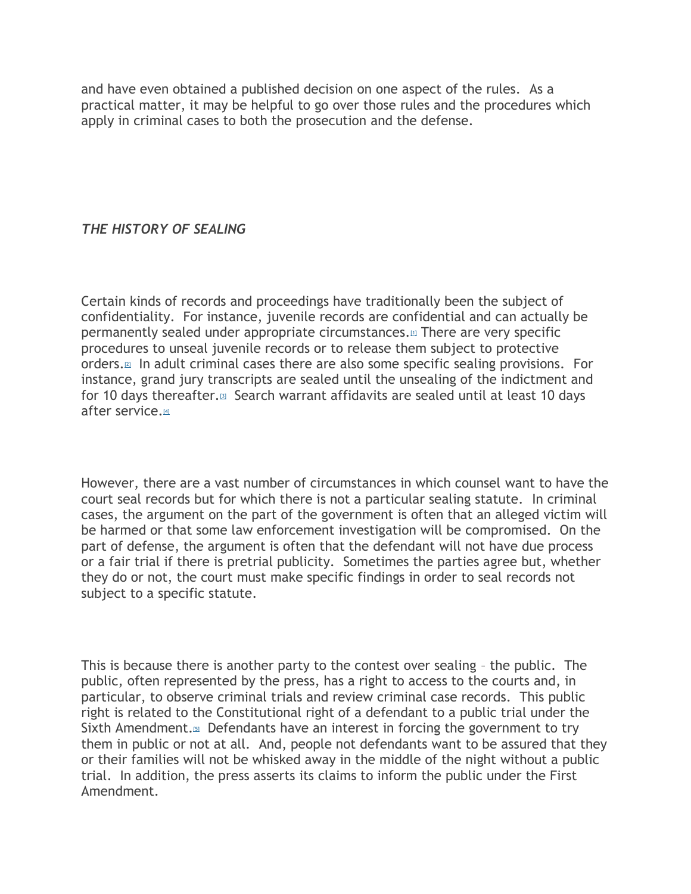and have even obtained a published decision on one aspect of the rules. As a practical matter, it may be helpful to go over those rules and the procedures which apply in criminal cases to both the prosecution and the defense.

### *THE HISTORY OF SEALING*

Certain kinds of records and proceedings have traditionally been the subject of confidentiality. For instance, juvenile records are confidential and can actually be permanently sealed under appropriate circumstances.[1] There are very specific procedures to unseal juvenile records or to release them subject to protective orders.[2] In adult criminal cases there are also some specific sealing provisions. For instance, grand jury transcripts are sealed until the unsealing of the indictment and for 10 days thereafter.[3] Search warrant affidavits are sealed until at least 10 days after service.[4]

However, there are a vast number of circumstances in which counsel want to have the court seal records but for which there is not a particular sealing statute. In criminal cases, the argument on the part of the government is often that an alleged victim will be harmed or that some law enforcement investigation will be compromised. On the part of defense, the argument is often that the defendant will not have due process or a fair trial if there is pretrial publicity. Sometimes the parties agree but, whether they do or not, the court must make specific findings in order to seal records not subject to a specific statute.

This is because there is another party to the contest over sealing – the public. The public, often represented by the press, has a right to access to the courts and, in particular, to observe criminal trials and review criminal case records. This public right is related to the Constitutional right of a defendant to a public trial under the Sixth Amendment.[5] Defendants have an interest in forcing the government to try them in public or not at all. And, people not defendants want to be assured that they or their families will not be whisked away in the middle of the night without a public trial. In addition, the press asserts its claims to inform the public under the First Amendment.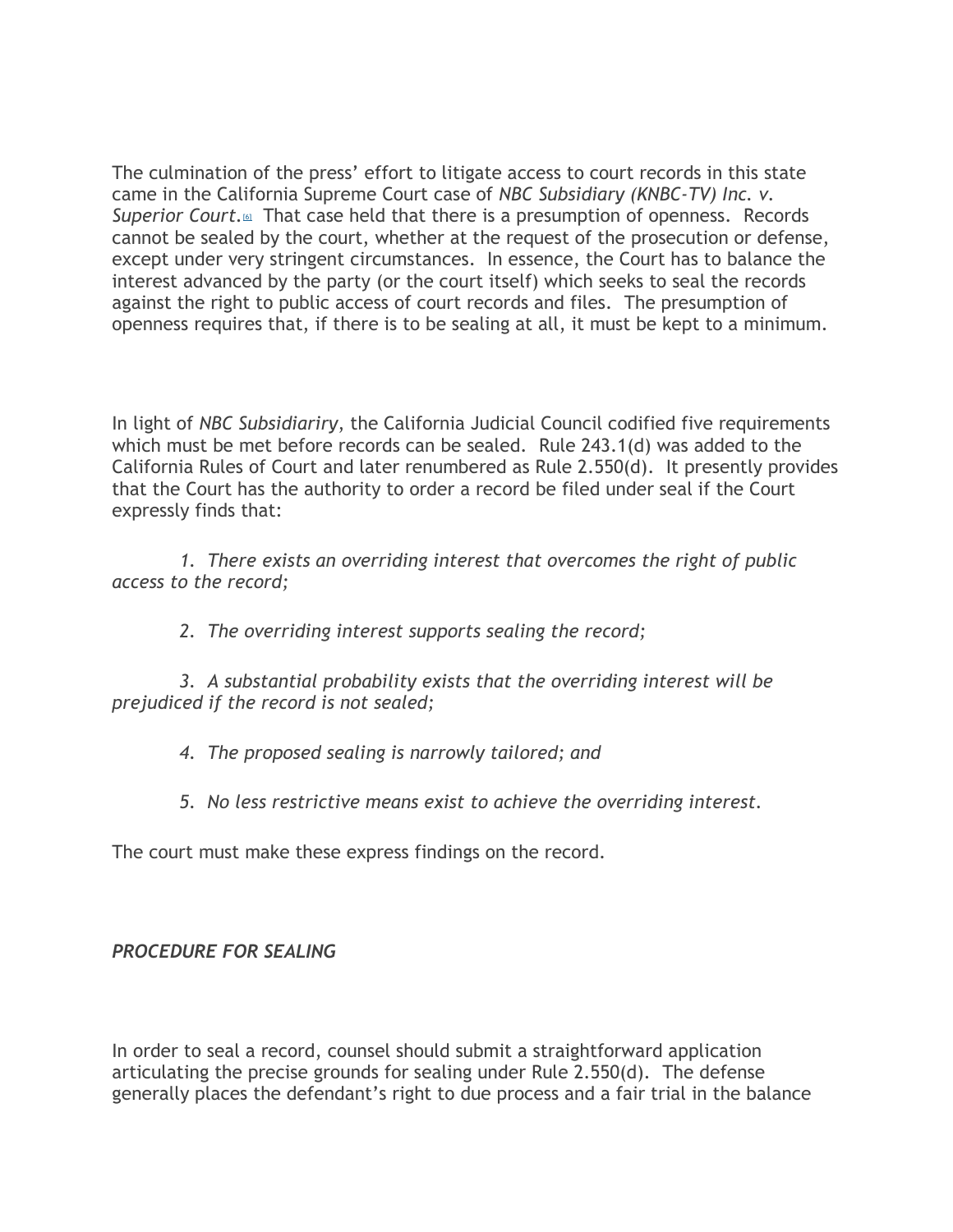The culmination of the press' effort to litigate access to court records in this state came in the California Supreme Court case of *NBC Subsidiary (KNBC-TV) Inc. v. Superior Court.*[6] That case held that there is a presumption of openness. Records cannot be sealed by the court, whether at the request of the prosecution or defense, except under very stringent circumstances. In essence, the Court has to balance the interest advanced by the party (or the court itself) which seeks to seal the records against the right to public access of court records and files. The presumption of openness requires that, if there is to be sealing at all, it must be kept to a minimum.

In light of *NBC Subsidiariry*, the California Judicial Council codified five requirements which must be met before records can be sealed. Rule 243.1(d) was added to the California Rules of Court and later renumbered as Rule 2.550(d). It presently provides that the Court has the authority to order a record be filed under seal if the Court expressly finds that:

*1. There exists an overriding interest that overcomes the right of public access to the record;*

*2. The overriding interest supports sealing the record;*

*3. A substantial probability exists that the overriding interest will be prejudiced if the record is not sealed;*

*4. The proposed sealing is narrowly tailored; and*

*5. No less restrictive means exist to achieve the overriding interest.*

The court must make these express findings on the record.

***PROCEDURE FOR SEALING***

In order to seal a record, counsel should submit a straightforward application articulating the precise grounds for sealing under Rule 2.550(d). The defense generally places the defendant's right to due process and a fair trial in the balance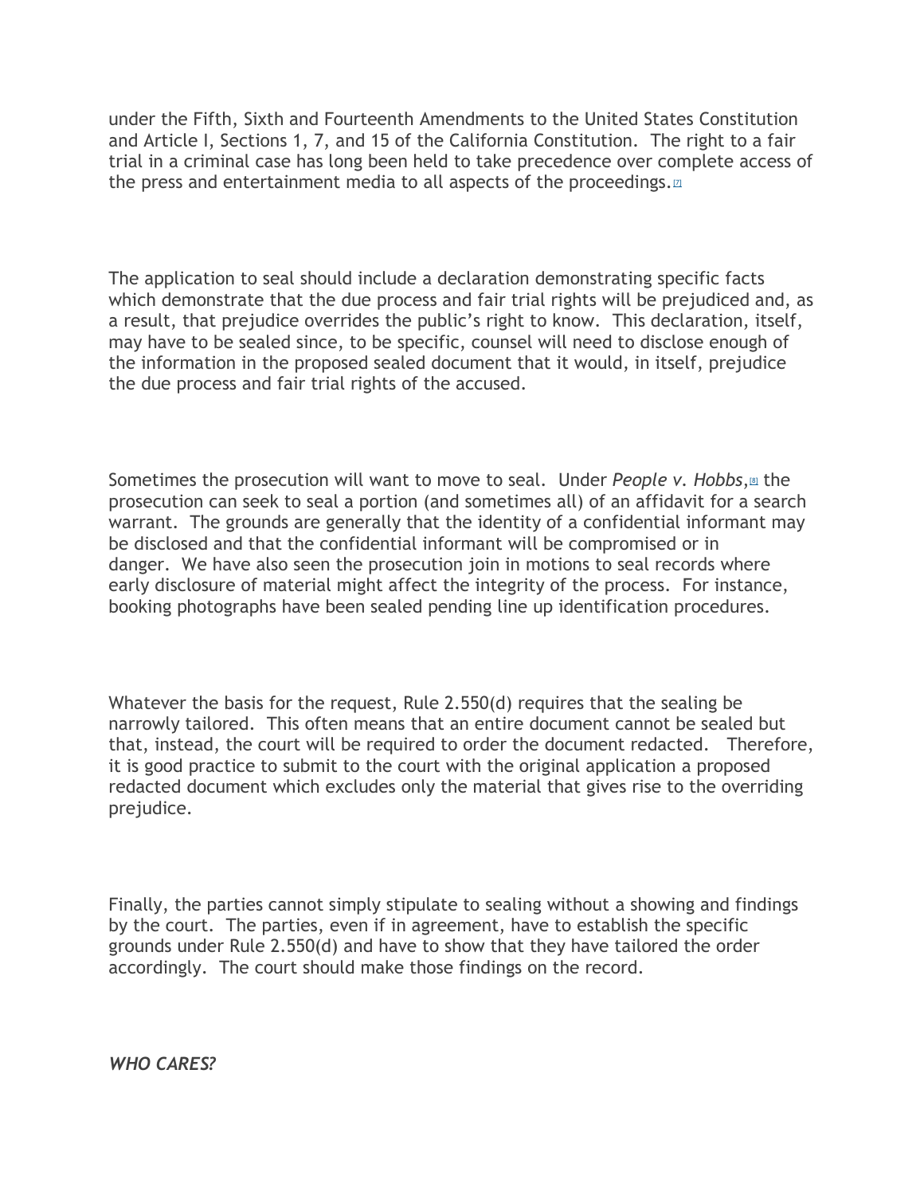under the Fifth, Sixth and Fourteenth Amendments to the United States Constitution and Article I, Sections 1, 7, and 15 of the California Constitution. The right to a fair trial in a criminal case has long been held to take precedence over complete access of the press and entertainment media to all aspects of the proceedings.[7]

The application to seal should include a declaration demonstrating specific facts which demonstrate that the due process and fair trial rights will be prejudiced and, as a result, that prejudice overrides the public's right to know. This declaration, itself, may have to be sealed since, to be specific, counsel will need to disclose enough of the information in the proposed sealed document that it would, in itself, prejudice the due process and fair trial rights of the accused.

Sometimes the prosecution will want to move to seal. Under *People v. Hobbs*,[8] the prosecution can seek to seal a portion (and sometimes all) of an affidavit for a search warrant. The grounds are generally that the identity of a confidential informant may be disclosed and that the confidential informant will be compromised or in danger. We have also seen the prosecution join in motions to seal records where early disclosure of material might affect the integrity of the process. For instance, booking photographs have been sealed pending line up identification procedures.

Whatever the basis for the request, Rule 2.550(d) requires that the sealing be narrowly tailored. This often means that an entire document cannot be sealed but that, instead, the court will be required to order the document redacted. Therefore, it is good practice to submit to the court with the original application a proposed redacted document which excludes only the material that gives rise to the overriding prejudice.

Finally, the parties cannot simply stipulate to sealing without a showing and findings by the court. The parties, even if in agreement, have to establish the specific grounds under Rule 2.550(d) and have to show that they have tailored the order accordingly. The court should make those findings on the record.

***WHO CARES?***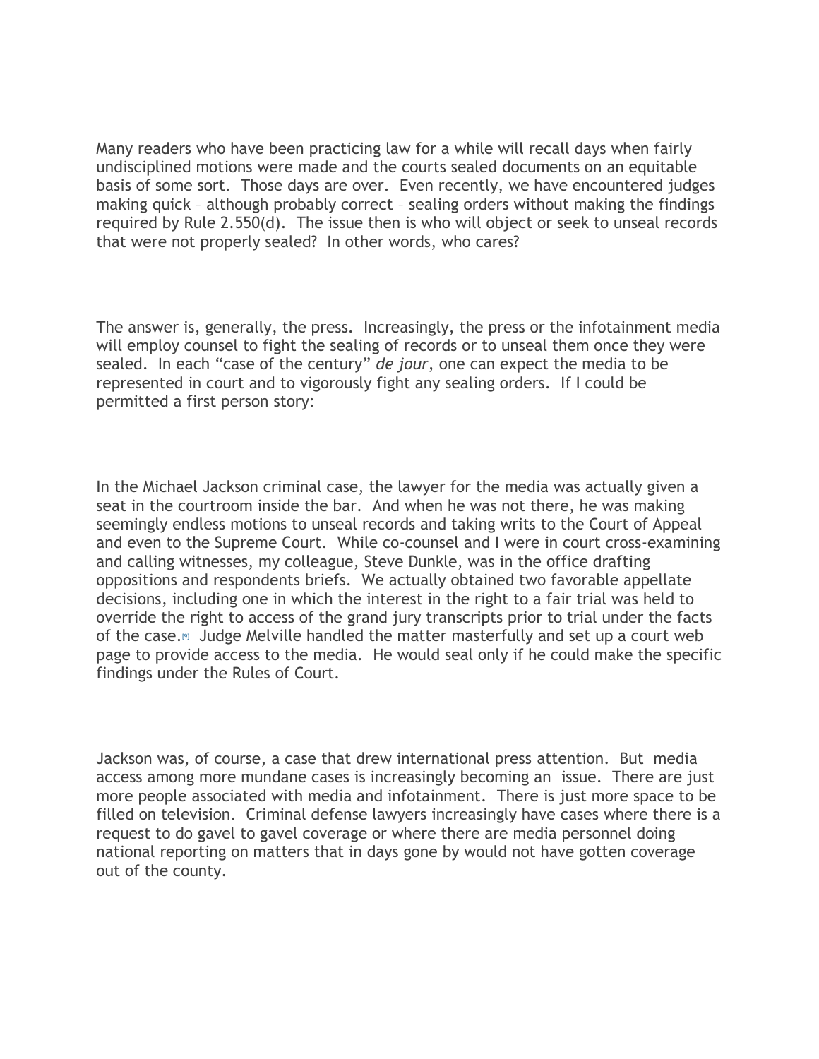Many readers who have been practicing law for a while will recall days when fairly undisciplined motions were made and the courts sealed documents on an equitable basis of some sort. Those days are over. Even recently, we have encountered judges making quick – although probably correct – sealing orders without making the findings required by Rule 2.550(d). The issue then is who will object or seek to unseal records that were not properly sealed? In other words, who cares?

The answer is, generally, the press. Increasingly, the press or the infotainment media will employ counsel to fight the sealing of records or to unseal them once they were sealed. In each "case of the century" *de jour*, one can expect the media to be represented in court and to vigorously fight any sealing orders. If I could be permitted a first person story:

In the Michael Jackson criminal case, the lawyer for the media was actually given a seat in the courtroom inside the bar. And when he was not there, he was making seemingly endless motions to unseal records and taking writs to the Court of Appeal and even to the Supreme Court. While co-counsel and I were in court cross-examining and calling witnesses, my colleague, Steve Dunkle, was in the office drafting oppositions and respondents briefs. We actually obtained two favorable appellate decisions, including one in which the interest in the right to a fair trial was held to override the right to access of the grand jury transcripts prior to trial under the facts of the case.[9] Judge Melville handled the matter masterfully and set up a court web page to provide access to the media. He would seal only if he could make the specific findings under the Rules of Court.

Jackson was, of course, a case that drew international press attention. But media access among more mundane cases is increasingly becoming an issue. There are just more people associated with media and infotainment. There is just more space to be filled on television. Criminal defense lawyers increasingly have cases where there is a request to do gavel to gavel coverage or where there are media personnel doing national reporting on matters that in days gone by would not have gotten coverage out of the county.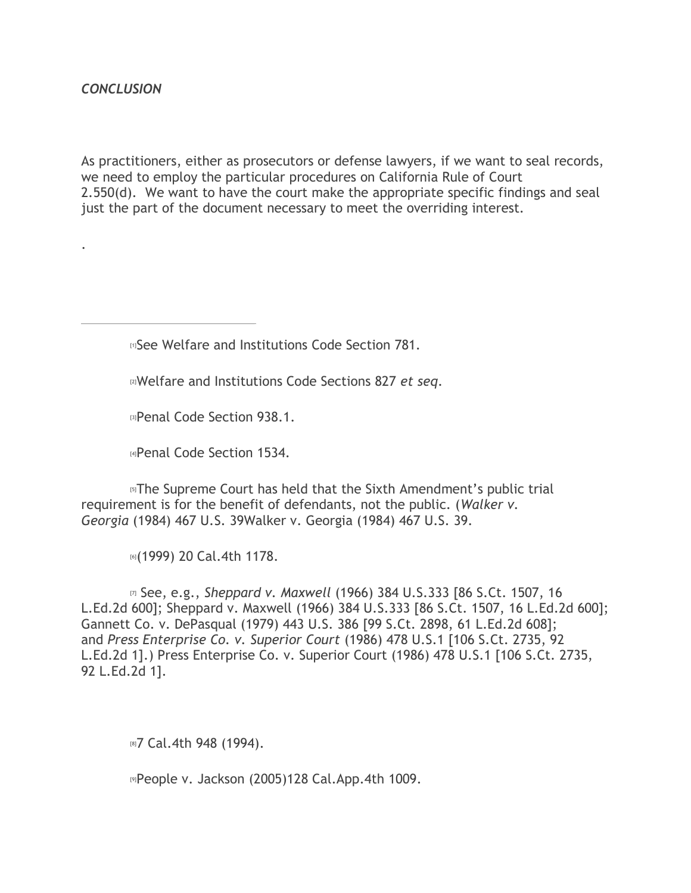*CONCLUSION*

As practitioners, either as prosecutors or defense lawyers, if we want to seal records, we need to employ the particular procedures on California Rule of Court 2.550(d). We want to have the court make the appropriate specific findings and seal just the part of the document necessary to meet the overriding interest.

.

---

[1]See Welfare and Institutions Code Section 781.

[2]Welfare and Institutions Code Sections 827 *et seq*.

[3]Penal Code Section 938.1.

[4]Penal Code Section 1534.

[5]The Supreme Court has held that the Sixth Amendment's public trial requirement is for the benefit of defendants, not the public. (*Walker v. Georgia* (1984) 467 U.S. 39Walker v. Georgia (1984) 467 U.S. 39.

[6](1999) 20 Cal.4th 1178.

[7] See, e.g., *Sheppard v. Maxwell* (1966) 384 U.S.333 [86 S.Ct. 1507, 16 L.Ed.2d 600]; Sheppard v. Maxwell (1966) 384 U.S.333 [86 S.Ct. 1507, 16 L.Ed.2d 600]; Gannett Co. v. DePasqual (1979) 443 U.S. 386 [99 S.Ct. 2898, 61 L.Ed.2d 608]; and *Press Enterprise Co. v. Superior Court* (1986) 478 U.S.1 [106 S.Ct. 2735, 92 L.Ed.2d 1].) Press Enterprise Co. v. Superior Court (1986) 478 U.S.1 [106 S.Ct. 2735, 92 L.Ed.2d 1].

[8]7 Cal.4th 948 (1994).

[9]People v. Jackson (2005)128 Cal.App.4th 1009.